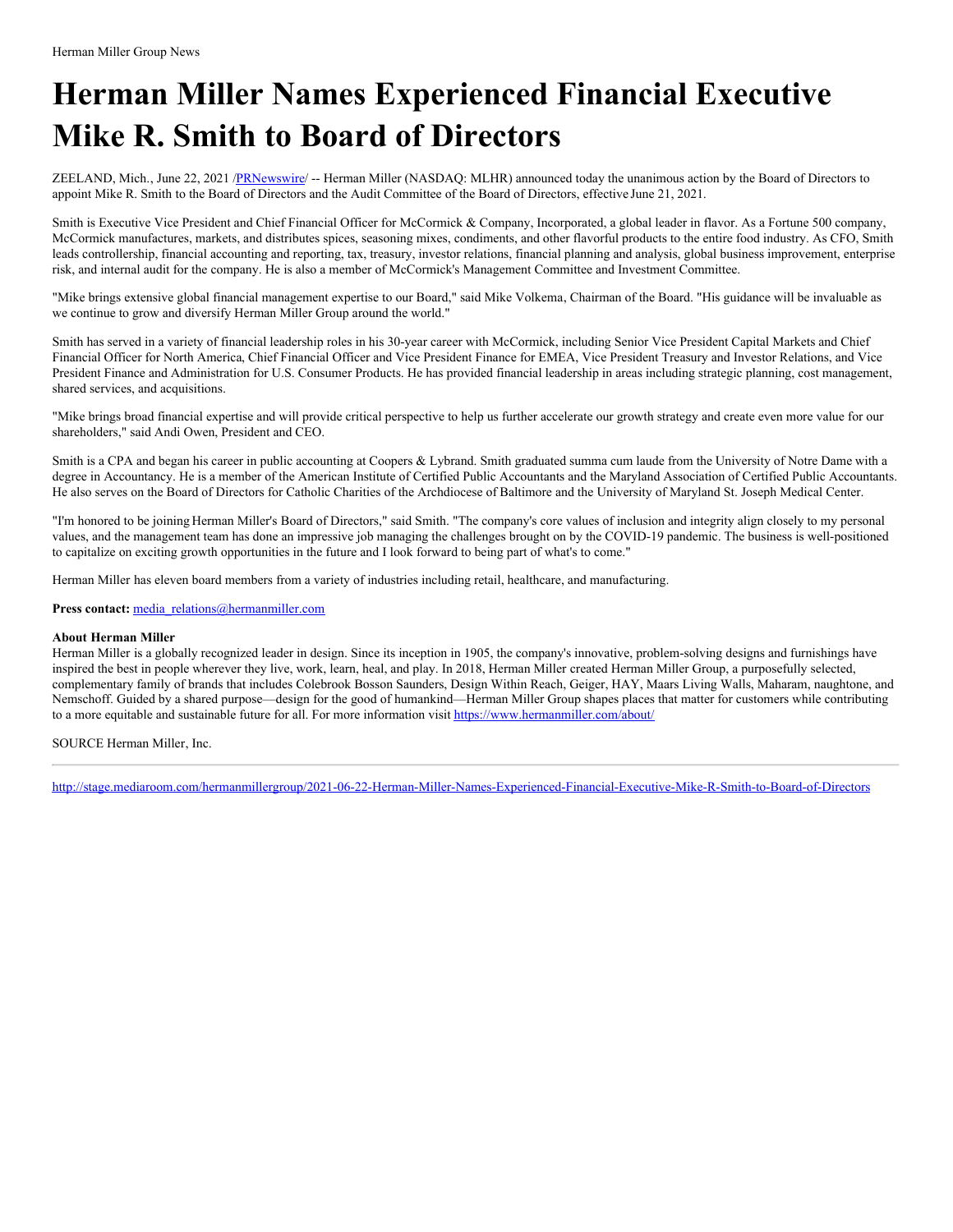Herman Miller Group News

# Herman Miller Names Experienced Financial Executive Mike R. Smith to Board of Directors

ZEELAND, Mich., June 22, 2021 /PRNewswire/ -- Herman Miller (NASDAQ: MLHR) announced today the unanimous action by the Board of Directors to appoint Mike R. Smith to the Board of Directors and the Audit Committee of the Board of Directors, effective June 21, 2021.

Smith is Executive Vice President and Chief Financial Officer for McCormick & Company, Incorporated, a global leader in flavor. As a Fortune 500 company, McCormick manufactures, markets, and distributes spices, seasoning mixes, condiments, and other flavorful products to the entire food industry. As CFO, Smith leads controllership, financial accounting and reporting, tax, treasury, investor relations, financial planning and analysis, global business improvement, enterprise risk, and internal audit for the company. He is also a member of McCormick's Management Committee and Investment Committee.

"Mike brings extensive global financial management expertise to our Board," said Mike Volkema, Chairman of the Board. "His guidance will be invaluable as we continue to grow and diversify Herman Miller Group around the world."

Smith has served in a variety of financial leadership roles in his 30-year career with McCormick, including Senior Vice President Capital Markets and Chief Financial Officer for North America, Chief Financial Officer and Vice President Finance for EMEA, Vice President Treasury and Investor Relations, and Vice President Finance and Administration for U.S. Consumer Products. He has provided financial leadership in areas including strategic planning, cost management, shared services, and acquisitions.

"Mike brings broad financial expertise and will provide critical perspective to help us further accelerate our growth strategy and create even more value for our shareholders," said Andi Owen, President and CEO.

Smith is a CPA and began his career in public accounting at Coopers & Lybrand. Smith graduated summa cum laude from the University of Notre Dame with a degree in Accountancy. He is a member of the American Institute of Certified Public Accountants and the Maryland Association of Certified Public Accountants. He also serves on the Board of Directors for Catholic Charities of the Archdiocese of Baltimore and the University of Maryland St. Joseph Medical Center.

"I'm honored to be joining Herman Miller's Board of Directors," said Smith. "The company's core values of inclusion and integrity align closely to my personal values, and the management team has done an impressive job managing the challenges brought on by the COVID-19 pandemic. The business is well-positioned to capitalize on exciting growth opportunities in the future and I look forward to being part of what's to come."

Herman Miller has eleven board members from a variety of industries including retail, healthcare, and manufacturing.

**Press contact:** media_relations@hermanmiller.com

**About Herman Miller**
Herman Miller is a globally recognized leader in design. Since its inception in 1905, the company's innovative, problem-solving designs and furnishings have inspired the best in people wherever they live, work, learn, heal, and play. In 2018, Herman Miller created Herman Miller Group, a purposefully selected, complementary family of brands that includes Colebrook Bosson Saunders, Design Within Reach, Geiger, HAY, Maars Living Walls, Maharam, naughtone, and Nemschoff. Guided by a shared purpose—design for the good of humankind—Herman Miller Group shapes places that matter for customers while contributing to a more equitable and sustainable future for all. For more information visit https://www.hermanmiller.com/about/

SOURCE Herman Miller, Inc.

---

http://stage.mediaroom.com/hermanmillergroup/2021-06-22-Herman-Miller-Names-Experienced-Financial-Executive-Mike-R-Smith-to-Board-of-Directors